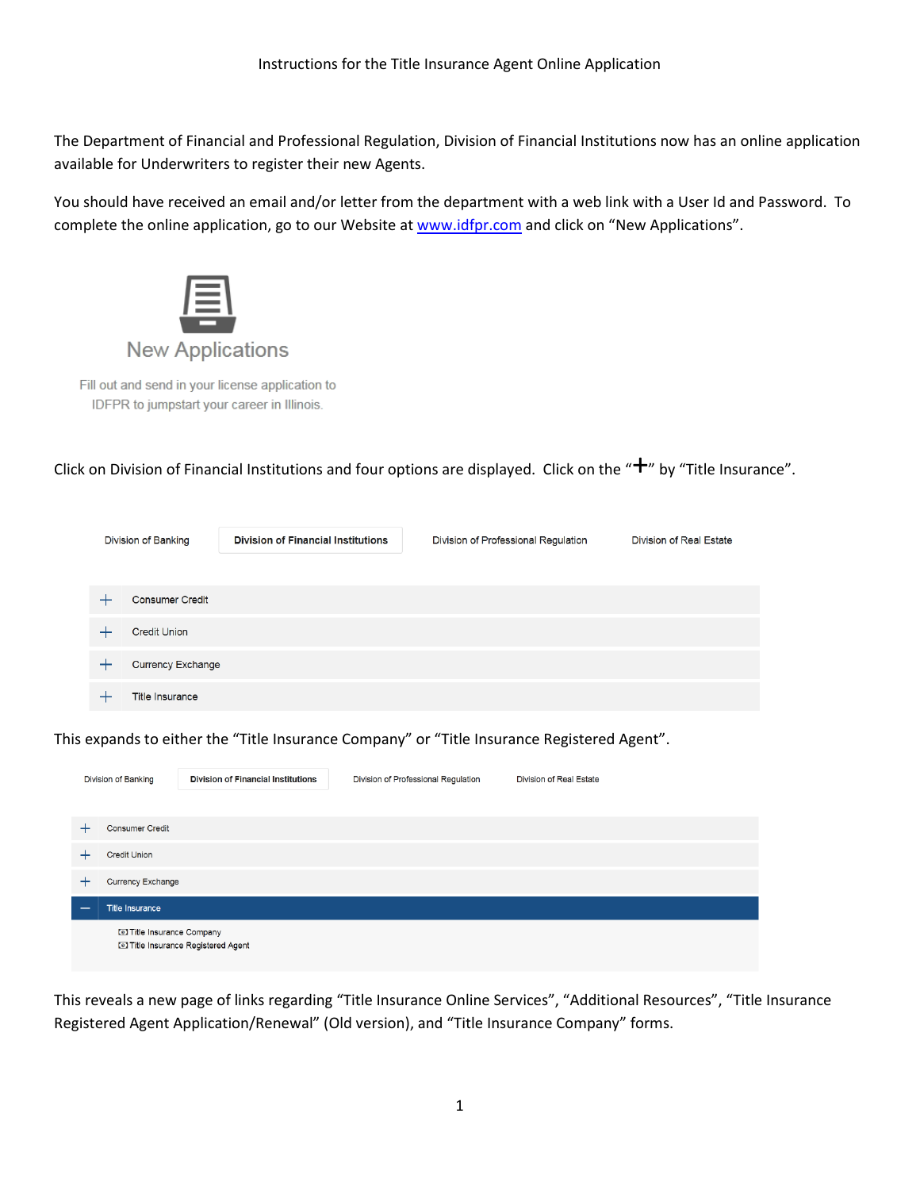# Instructions for the Title Insurance Agent Online Application

The Department of Financial and Professional Regulation, Division of Financial Institutions now has an online application available for Underwriters to register their new Agents.

You should have received an email and/or letter from the department with a web link with a User Id and Password. To complete the online application, go to our Website at [www.idfpr.com](http://www.idfpr.com) and click on "New Applications".

New Applications

Fill out and send in your license application to IDFPR to jumpstart your career in Illinois.

Click on Division of Financial Institutions and four options are displayed. Click on the "+" by "Title Insurance".

Division of Banking | Division of Financial Institutions | Division of Professional Regulation | Division of Real Estate

- + Consumer Credit
- + Credit Union
- + Currency Exchange
- + Title Insurance

This expands to either the "Title Insurance Company" or "Title Insurance Registered Agent".

Division of Banking | Division of Financial Institutions | Division of Professional Regulation | Division of Real Estate

- + Consumer Credit
- + Credit Union
- + Currency Exchange
- — Title Insurance
  - Title Insurance Company
  - Title Insurance Registered Agent

This reveals a new page of links regarding "Title Insurance Online Services", "Additional Resources", "Title Insurance Registered Agent Application/Renewal" (Old version), and "Title Insurance Company" forms.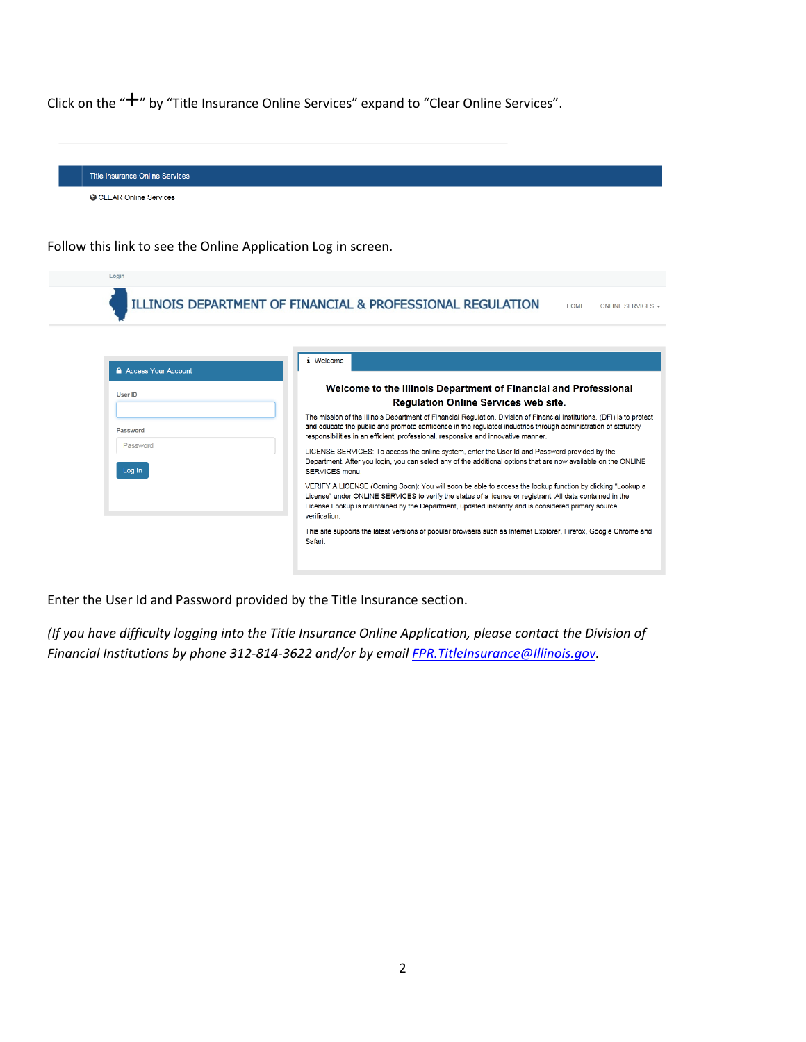Click on the "+" by "Title Insurance Online Services" expand to "Clear Online Services".

Title Insurance Online Services

CLEAR Online Services

Follow this link to see the Online Application Log in screen.

Login

ILLINOIS DEPARTMENT OF FINANCIAL & PROFESSIONAL REGULATION

HOME ONLINE SERVICES

Access Your Account

User ID

Password

Log In

Welcome

**Welcome to the Illinois Department of Financial and Professional Regulation Online Services web site.**

The mission of the Illinois Department of Financial Regulation, Division of Financial Institutions, (DFI) is to protect and educate the public and promote confidence in the regulated industries through administration of statutory responsibilities in an efficient, professional, responsive and innovative manner.

LICENSE SERVICES: To access the online system, enter the User Id and Password provided by the Department. After you login, you can select any of the additional options that are now available on the ONLINE SERVICES menu.

VERIFY A LICENSE (Coming Soon): You will soon be able to access the lookup function by clicking "Lookup a License" under ONLINE SERVICES to verify the status of a license or registrant. All data contained in the License Lookup is maintained by the Department, updated instantly and is considered primary source verification.

This site supports the latest versions of popular browsers such as Internet Explorer, Firefox, Google Chrome and Safari.

Enter the User Id and Password provided by the Title Insurance section.

*(If you have difficulty logging into the Title Insurance Online Application, please contact the Division of Financial Institutions by phone 312-814-3622 and/or by email [FPR.TitleInsurance@Illinois.gov](mailto:FPR.TitleInsurance@Illinois.gov).*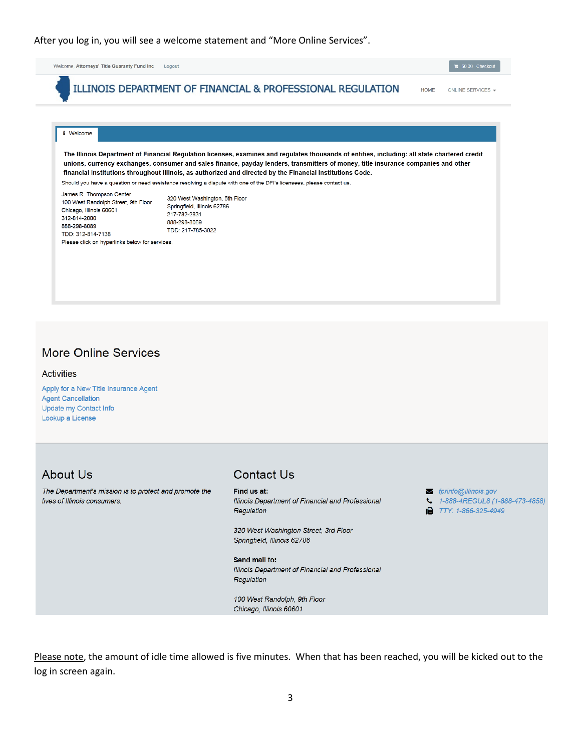After you log in, you will see a welcome statement and "More Online Services".

Welcome, Attorneys' Title Guaranty Fund Inc    Logout    $0.00 Checkout

ILLINOIS DEPARTMENT OF FINANCIAL & PROFESSIONAL REGULATION    HOME    ONLINE SERVICES

Welcome

**The Illinois Department of Financial Regulation licenses, examines and regulates thousands of entities, including: all state chartered credit unions, currency exchanges, consumer and sales finance, payday lenders, transmitters of money, title insurance companies and other financial institutions throughout Illinois, as authorized and directed by the Financial Institutions Code.**

Should you have a question or need assistance resolving a dispute with one of the DFI's licensees, please contact us.

James R. Thompson Center
100 West Randolph Street, 9th Floor
Chicago, Illinois 60601
312-814-2000
888-298-8089
TDD: 312-814-7138

320 West Washington, 5th Floor
Springfield, Illinois 62786
217-782-2831
888-298-8089
TDD: 217-785-3022

Please click on hyperlinks below for services.

## More Online Services

### Activities

Apply for a New Title Insurance Agent
Agent Cancellation
Update my Contact Info
Lookup a License

## About Us

*The Department's mission is to protect and promote the lives of Illinois consumers.*

## Contact Us

**Find us at:**
*Illinois Department of Financial and Professional Regulation*

*320 West Washington Street, 3rd Floor*
*Springfield, Illinois 62786*

**Send mail to:**
*Illinois Department of Financial and Professional Regulation*

*100 West Randolph, 9th Floor*
*Chicago, Illinois 60601*

*fprinfo@illinois.gov*
*1-888-4REGUL8 (1-888-473-4858)*
*TTY: 1-866-325-4949*

Please note, the amount of idle time allowed is five minutes. When that has been reached, you will be kicked out to the log in screen again.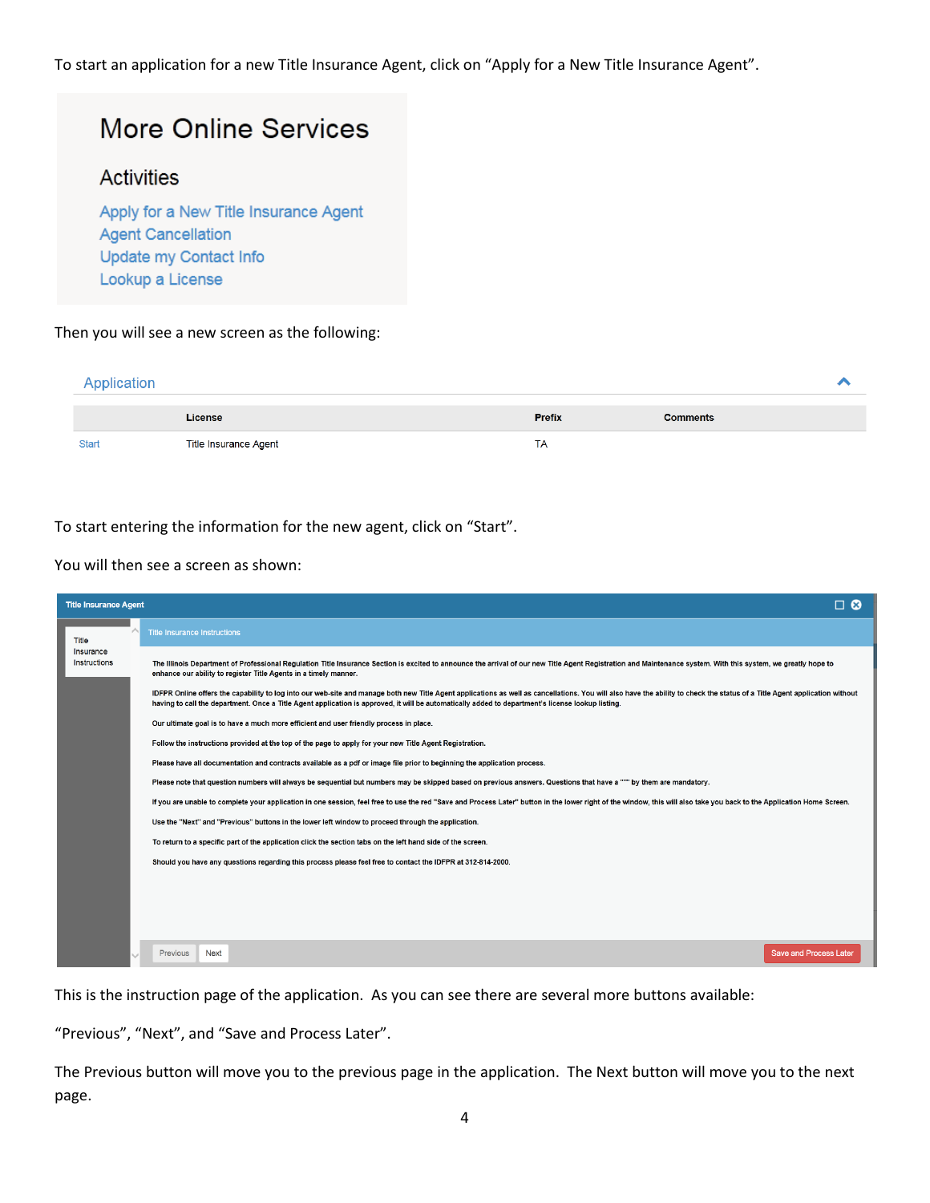To start an application for a new Title Insurance Agent, click on "Apply for a New Title Insurance Agent".

## More Online Services

### Activities

Apply for a New Title Insurance Agent
Agent Cancellation
Update my Contact Info
Lookup a License

Then you will see a new screen as the following:

**Application**

| | License | Prefix | Comments |
| --- | --- | --- | --- |
| Start | Title Insurance Agent | TA | |

To start entering the information for the new agent, click on "Start".

You will then see a screen as shown:

**Title Insurance Agent**

Title Insurance Instructions

The Illinois Department of Professional Regulation Title Insurance Section is excited to announce the arrival of our new Title Agent Registration and Maintenance system. With this system, we greatly hope to enhance our ability to register Title Agents in a timely manner.

IDFPR Online offers the capability to log into our web-site and manage both new Title Agent applications as well as cancellations. You will also have the ability to check the status of a Title Agent application without having to call the department. Once a Title Agent application is approved, it will be automatically added to department's license lookup listing.

Our ultimate goal is to have a much more efficient and user friendly process in place.

Follow the instructions provided at the top of the page to apply for your new Title Agent Registration.

Please have all documentation and contracts available as a pdf or image file prior to beginning the application process.

Please note that question numbers will always be sequential but numbers may be skipped based on previous answers. Questions that have a "*" by them are mandatory.

If you are unable to complete your application in one session, feel free to use the red "Save and Process Later" button in the lower right of the window, this will also take you back to the Application Home Screen.

Use the "Next" and "Previous" buttons in the lower left window to proceed through the application.

To return to a specific part of the application click the section tabs on the left hand side of the screen.

Should you have any questions regarding this process please feel free to contact the IDFPR at 312-814-2000.

Previous | Next | Save and Process Later

This is the instruction page of the application. As you can see there are several more buttons available:

"Previous", "Next", and "Save and Process Later".

The Previous button will move you to the previous page in the application. The Next button will move you to the next page.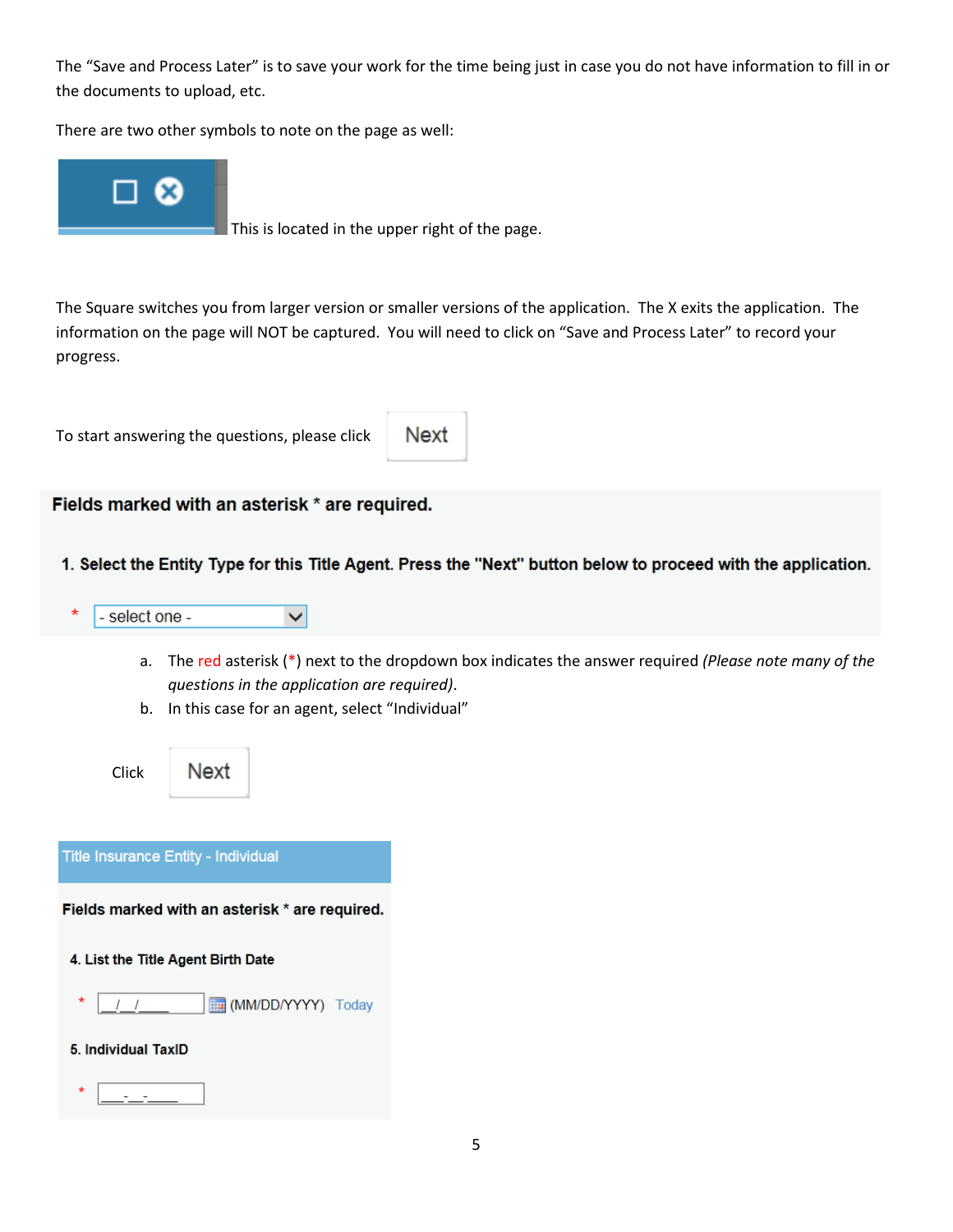The "Save and Process Later" is to save your work for the time being just in case you do not have information to fill in or the documents to upload, etc.

There are two other symbols to note on the page as well:

☐ ⊗ This is located in the upper right of the page.

The Square switches you from larger version or smaller versions of the application. The X exits the application. The information on the page will NOT be captured. You will need to click on "Save and Process Later" to record your progress.

To start answering the questions, please click **Next**

**Fields marked with an asterisk * are required.**

**1. Select the Entity Type for this Title Agent. Press the "Next" button below to proceed with the application.**

\* - select one -

a. The red asterisk (*) next to the dropdown box indicates the answer required *(Please note many of the questions in the application are required)*.
b. In this case for an agent, select "Individual"

Click **Next**

Title Insurance Entity - Individual

**Fields marked with an asterisk * are required.**

**4. List the Title Agent Birth Date**

\* __/__/____ (MM/DD/YYYY) Today

**5. Individual TaxID**

\* ___-__-____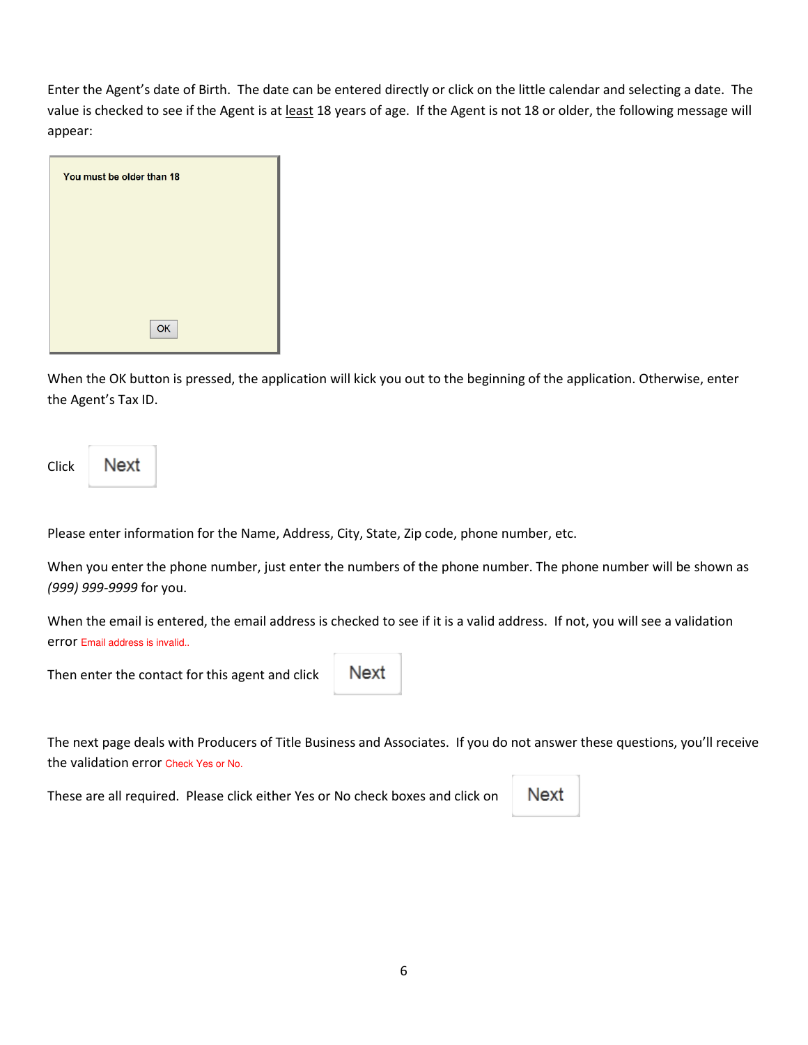Enter the Agent's date of Birth. The date can be entered directly or click on the little calendar and selecting a date. The value is checked to see if the Agent is at least 18 years of age. If the Agent is not 18 or older, the following message will appear:

You must be older than 18

OK

When the OK button is pressed, the application will kick you out to the beginning of the application. Otherwise, enter the Agent's Tax ID.

Click **Next**

Please enter information for the Name, Address, City, State, Zip code, phone number, etc.

When you enter the phone number, just enter the numbers of the phone number. The phone number will be shown as *(999) 999-9999* for you.

When the email is entered, the email address is checked to see if it is a valid address. If not, you will see a validation error Email address is invalid..

Then enter the contact for this agent and click **Next**

The next page deals with Producers of Title Business and Associates. If you do not answer these questions, you'll receive the validation error Check Yes or No.

These are all required. Please click either Yes or No check boxes and click on **Next**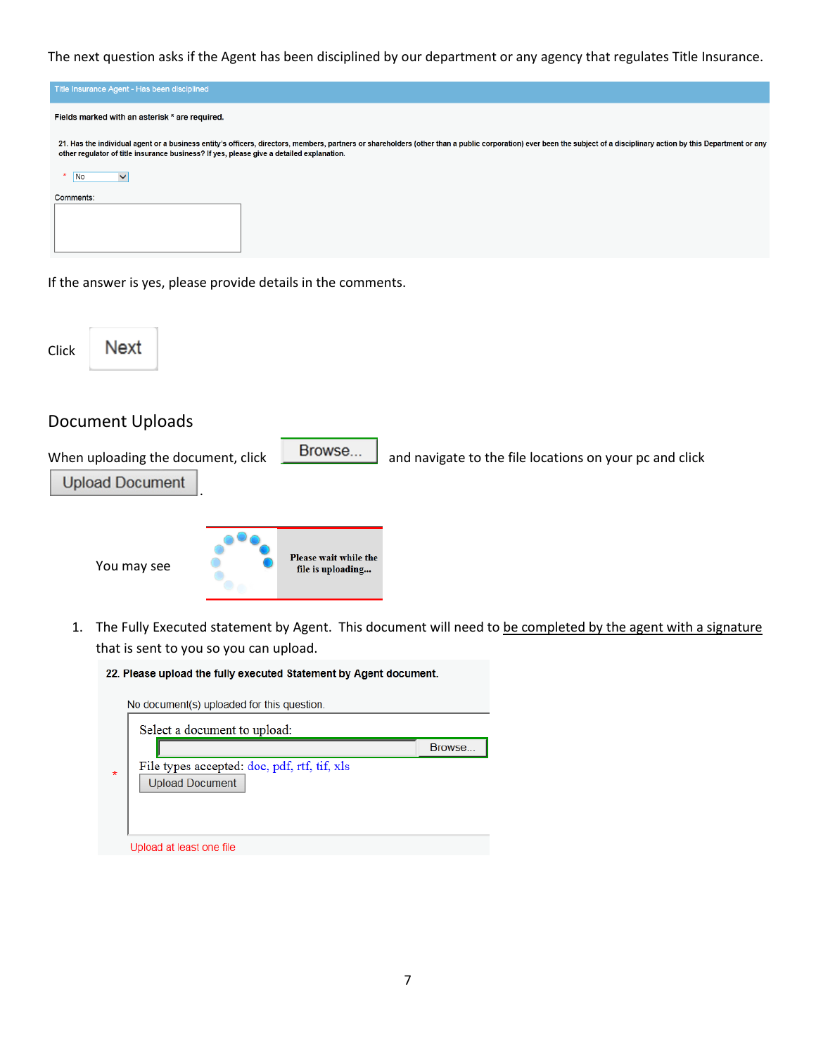The next question asks if the Agent has been disciplined by our department or any agency that regulates Title Insurance.

Title Insurance Agent - Has been disciplined

**Fields marked with an asterisk * are required.**

**21. Has the individual agent or a business entity's officers, directors, members, partners or shareholders (other than a public corporation) ever been the subject of a disciplinary action by this Department or any other regulator of title insurance business? If yes, please give a detailed explanation.**

* No

Comments:

If the answer is yes, please provide details in the comments.

Click **Next**

## Document Uploads

When uploading the document, click **Browse...** and navigate to the file locations on your pc and click **Upload Document**.

You may see **Please wait while the file is uploading...**

1. The Fully Executed statement by Agent. This document will need to be completed by the agent with a signature that is sent to you so you can upload.

**22. Please upload the fully executed Statement by Agent document.**

No document(s) uploaded for this question.

Select a document to upload: Browse...

* File types accepted: doc, pdf, rtf, tif, xls

Upload Document

Upload at least one file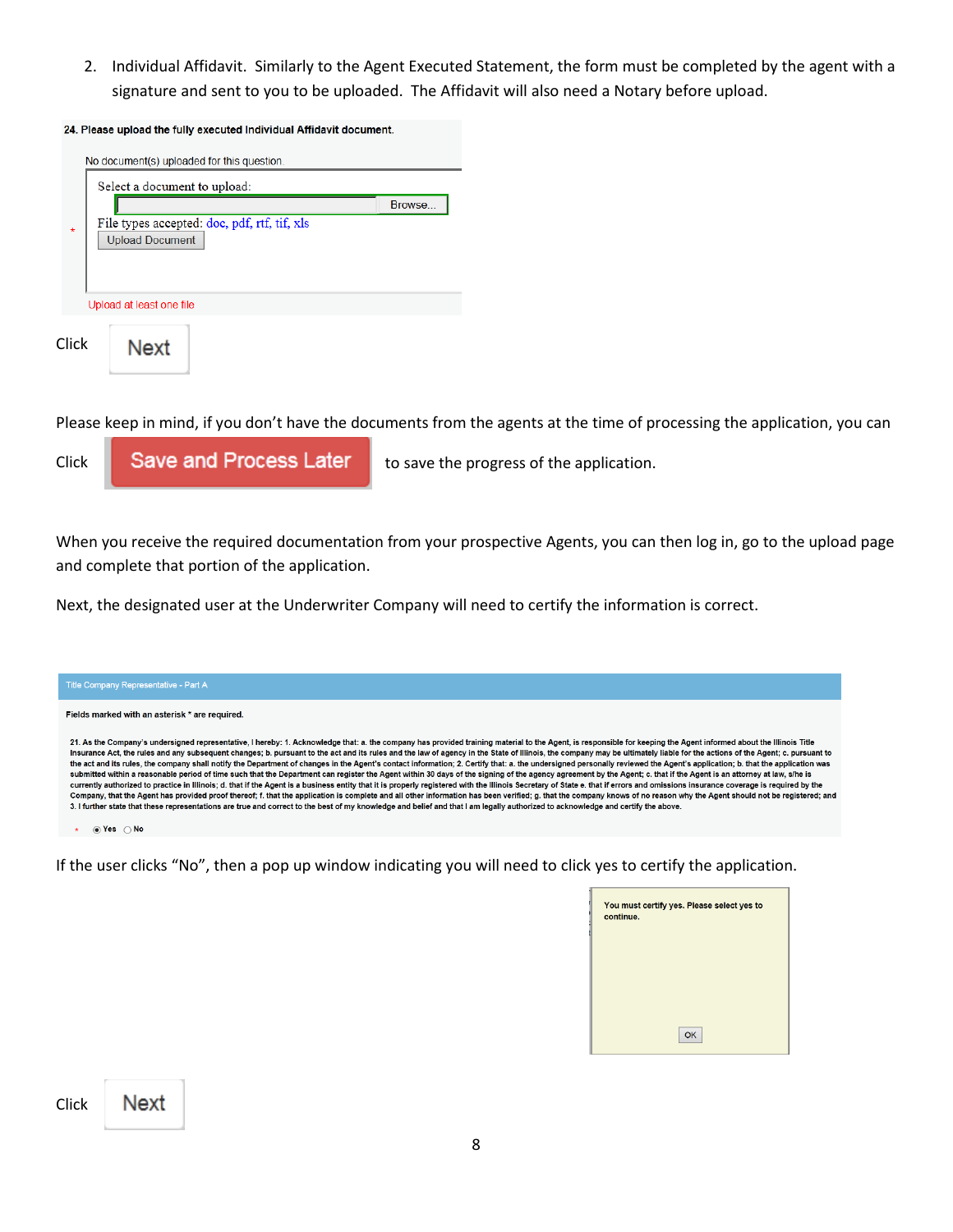2. Individual Affidavit. Similarly to the Agent Executed Statement, the form must be completed by the agent with a signature and sent to you to be uploaded. The Affidavit will also need a Notary before upload.

**24. Please upload the fully executed Individual Affidavit document.**

No document(s) uploaded for this question.

Select a document to upload:

Browse...

File types accepted: doc, pdf, rtf, tif, xls

Upload Document

Upload at least one file

Click Next

Please keep in mind, if you don't have the documents from the agents at the time of processing the application, you can

Click Save and Process Later to save the progress of the application.

When you receive the required documentation from your prospective Agents, you can then log in, go to the upload page and complete that portion of the application.

Next, the designated user at the Underwriter Company will need to certify the information is correct.

Title Company Representative - Part A

**Fields marked with an asterisk * are required.**

21. As the Company's undersigned representative, I hereby: 1. Acknowledge that: a. the company has provided training material to the Agent, is responsible for keeping the Agent informed about the Illinois Title Insurance Act, the rules and any subsequent changes; b. pursuant to the act and its rules and the law of agency in the State of Illinois, the company may be ultimately liable for the actions of the Agent; c. pursuant to the act and its rules, the company shall notify the Department of changes in the Agent's contact information; 2. Certify that: a. the undersigned personally reviewed the Agent's application; b. that the application was submitted within a reasonable period of time such that the Department can register the Agent within 30 days of the signing of the agency agreement by the Agent; c. that if the Agent is an attorney at law, s/he is currently authorized to practice in Illinois; d. that if the Agent is a business entity that it is properly registered with the Illinois Secretary of State e. that if errors and omissions insurance coverage is required by the Company, that the Agent has provided proof thereof; f. that the application is complete and all other information has been verified; g. that the company knows of no reason why the Agent should not be registered; and 3. I further state that these representations are true and correct to the best of my knowledge and belief and that I am legally authorized to acknowledge and certify the above.

* (•) Yes ( ) No

If the user clicks "No", then a pop up window indicating you will need to click yes to certify the application.

You must certify yes. Please select yes to continue.

OK

Click Next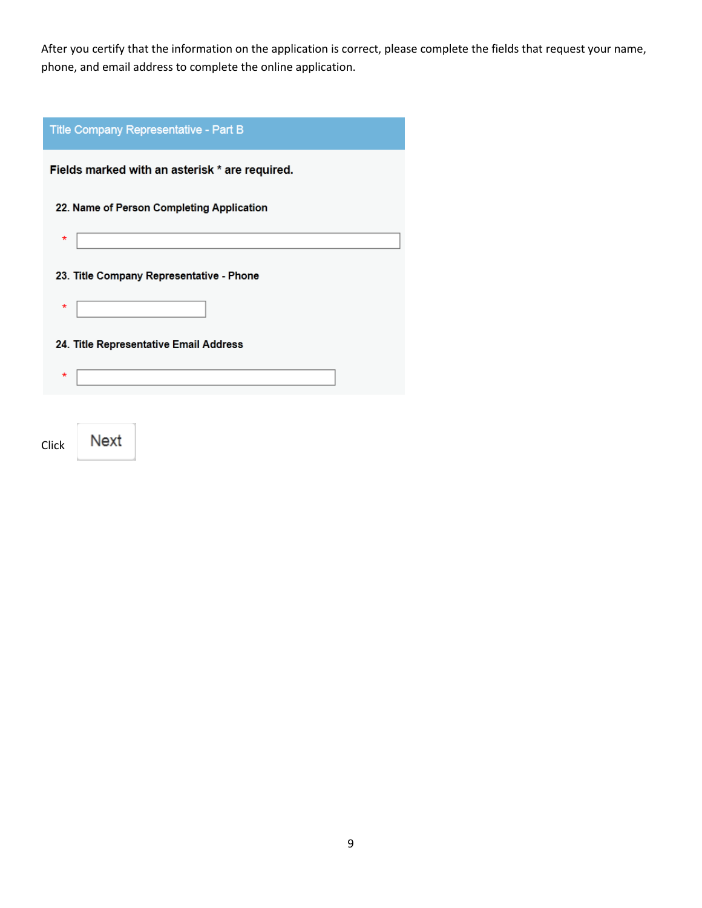After you certify that the information on the application is correct, please complete the fields that request your name, phone, and email address to complete the online application.

**Title Company Representative - Part B**

**Fields marked with an asterisk * are required.**

**22. Name of Person Completing Application**

* ______________________________

**23. Title Company Representative - Phone**

* ______________

**24. Title Representative Email Address**

* ________________________

Click **Next**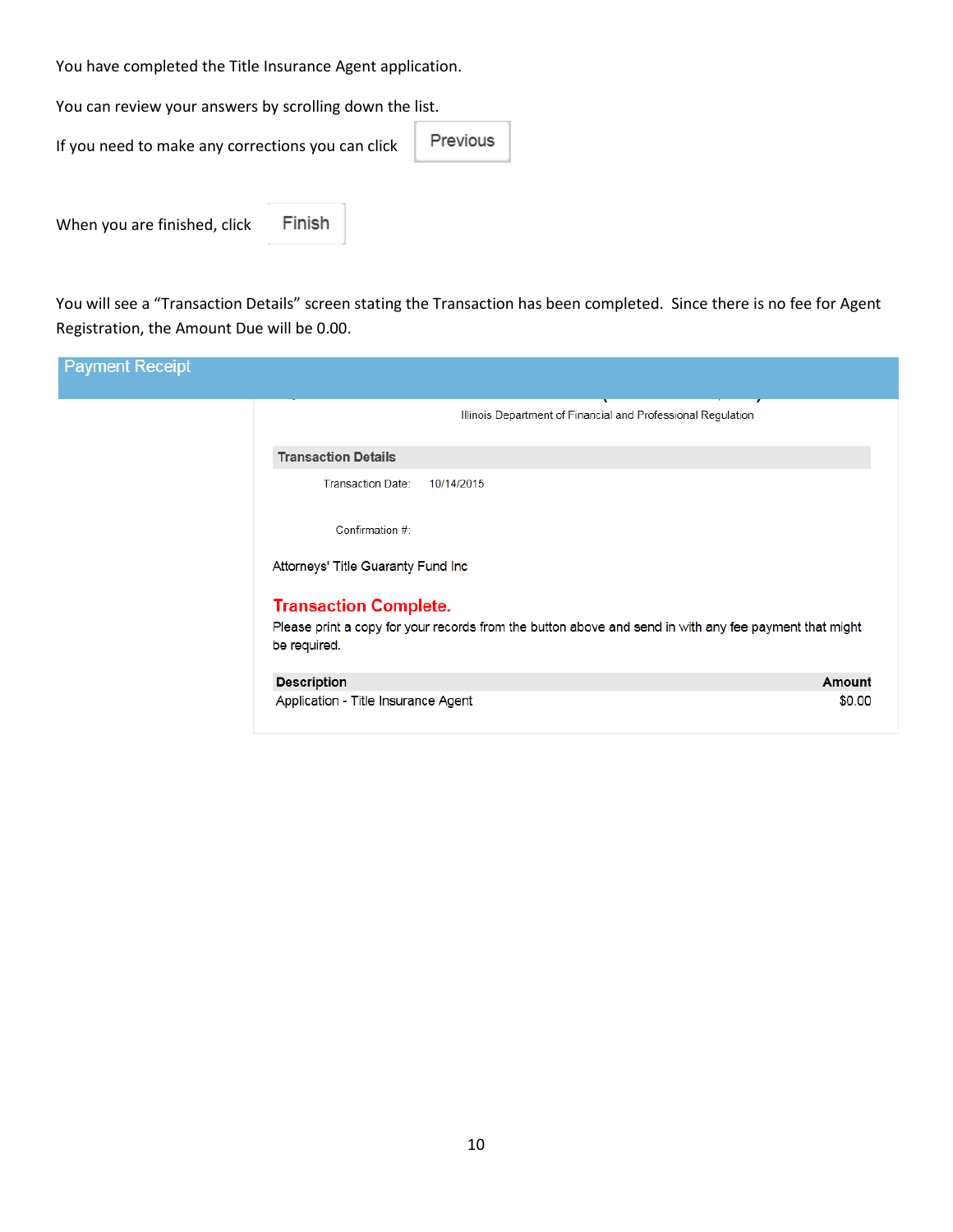You have completed the Title Insurance Agent application.

You can review your answers by scrolling down the list.

If you need to make any corrections you can click Previous

When you are finished, click Finish

You will see a "Transaction Details" screen stating the Transaction has been completed. Since there is no fee for Agent Registration, the Amount Due will be 0.00.

**Payment Receipt**

Illinois Department of Financial and Professional Regulation

**Transaction Details**

Transaction Date: 10/14/2015

Confirmation #:

Attorneys' Title Guaranty Fund Inc

**Transaction Complete.**

Please print a copy for your records from the button above and send in with any fee payment that might be required.

| Description | Amount |
| --- | --- |
| Application - Title Insurance Agent | $0.00 |